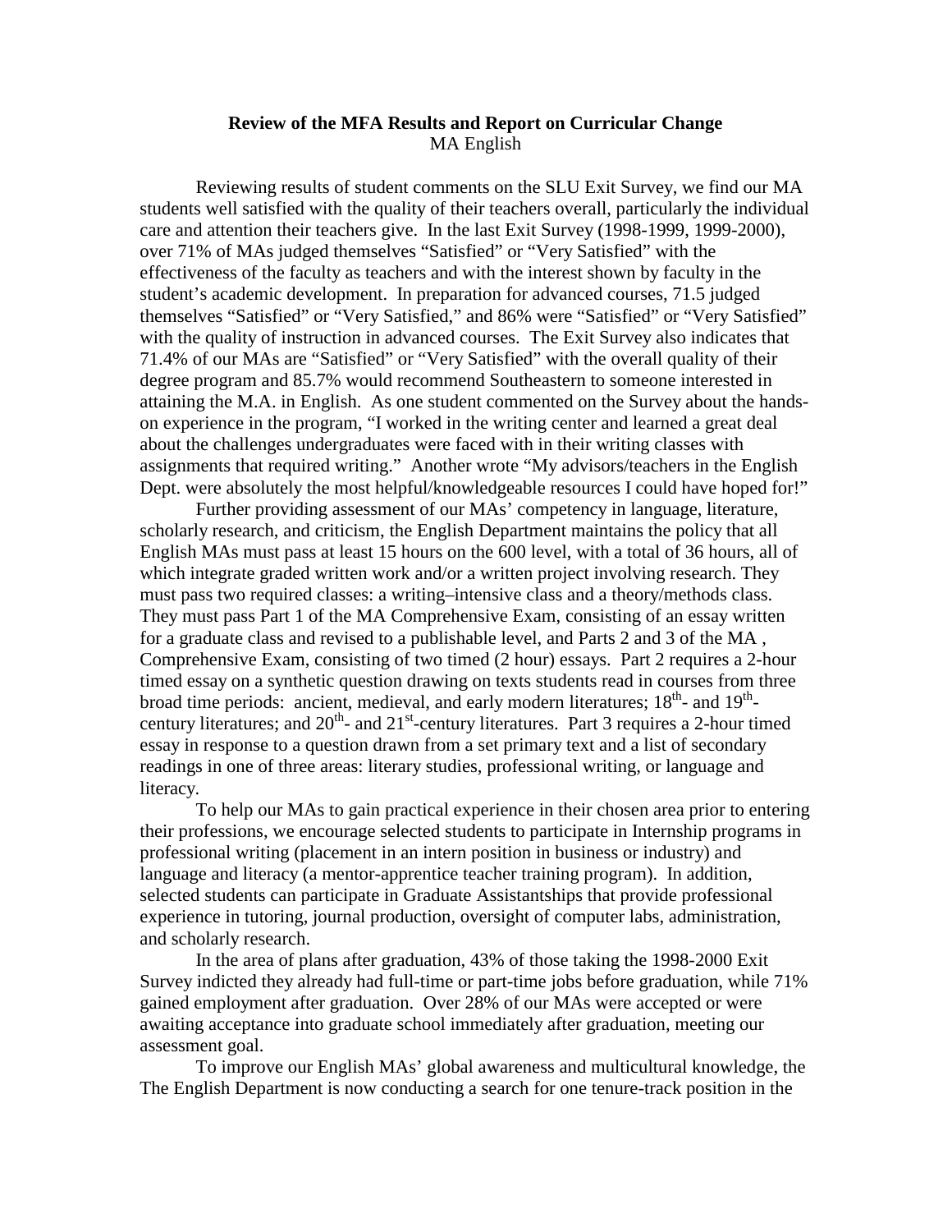**Review of the MFA Results and Report on Curricular Change**
MA English

Reviewing results of student comments on the SLU Exit Survey, we find our MA students well satisfied with the quality of their teachers overall, particularly the individual care and attention their teachers give. In the last Exit Survey (1998-1999, 1999-2000), over 71% of MAs judged themselves "Satisfied" or "Very Satisfied" with the effectiveness of the faculty as teachers and with the interest shown by faculty in the student's academic development. In preparation for advanced courses, 71.5 judged themselves "Satisfied" or "Very Satisfied," and 86% were "Satisfied" or "Very Satisfied" with the quality of instruction in advanced courses. The Exit Survey also indicates that 71.4% of our MAs are "Satisfied" or "Very Satisfied" with the overall quality of their degree program and 85.7% would recommend Southeastern to someone interested in attaining the M.A. in English. As one student commented on the Survey about the hands-on experience in the program, "I worked in the writing center and learned a great deal about the challenges undergraduates were faced with in their writing classes with assignments that required writing." Another wrote "My advisors/teachers in the English Dept. were absolutely the most helpful/knowledgeable resources I could have hoped for!"

Further providing assessment of our MAs' competency in language, literature, scholarly research, and criticism, the English Department maintains the policy that all English MAs must pass at least 15 hours on the 600 level, with a total of 36 hours, all of which integrate graded written work and/or a written project involving research. They must pass two required classes: a writing–intensive class and a theory/methods class. They must pass Part 1 of the MA Comprehensive Exam, consisting of an essay written for a graduate class and revised to a publishable level, and Parts 2 and 3 of the MA , Comprehensive Exam, consisting of two timed (2 hour) essays. Part 2 requires a 2-hour timed essay on a synthetic question drawing on texts students read in courses from three broad time periods: ancient, medieval, and early modern literatures; 18th- and 19th-century literatures; and 20th- and 21st-century literatures. Part 3 requires a 2-hour timed essay in response to a question drawn from a set primary text and a list of secondary readings in one of three areas: literary studies, professional writing, or language and literacy.

To help our MAs to gain practical experience in their chosen area prior to entering their professions, we encourage selected students to participate in Internship programs in professional writing (placement in an intern position in business or industry) and language and literacy (a mentor-apprentice teacher training program). In addition, selected students can participate in Graduate Assistantships that provide professional experience in tutoring, journal production, oversight of computer labs, administration, and scholarly research.

In the area of plans after graduation, 43% of those taking the 1998-2000 Exit Survey indicted they already had full-time or part-time jobs before graduation, while 71% gained employment after graduation. Over 28% of our MAs were accepted or were awaiting acceptance into graduate school immediately after graduation, meeting our assessment goal.

To improve our English MAs' global awareness and multicultural knowledge, the The English Department is now conducting a search for one tenure-track position in the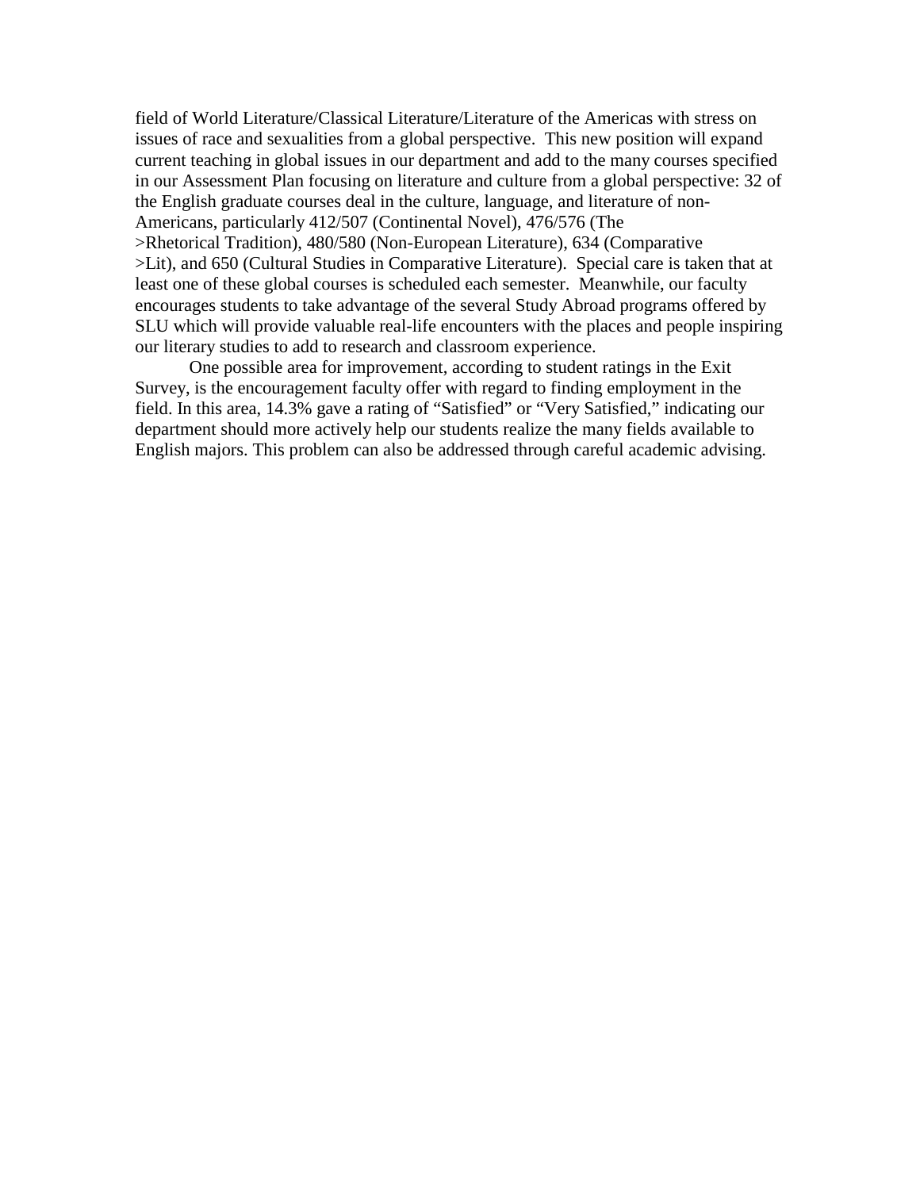field of World Literature/Classical Literature/Literature of the Americas with stress on issues of race and sexualities from a global perspective. This new position will expand current teaching in global issues in our department and add to the many courses specified in our Assessment Plan focusing on literature and culture from a global perspective: 32 of the English graduate courses deal in the culture, language, and literature of non-Americans, particularly 412/507 (Continental Novel), 476/576 (The >Rhetorical Tradition), 480/580 (Non-European Literature), 634 (Comparative >Lit), and 650 (Cultural Studies in Comparative Literature). Special care is taken that at least one of these global courses is scheduled each semester. Meanwhile, our faculty encourages students to take advantage of the several Study Abroad programs offered by SLU which will provide valuable real-life encounters with the places and people inspiring our literary studies to add to research and classroom experience.

One possible area for improvement, according to student ratings in the Exit Survey, is the encouragement faculty offer with regard to finding employment in the field. In this area, 14.3% gave a rating of "Satisfied" or "Very Satisfied," indicating our department should more actively help our students realize the many fields available to English majors. This problem can also be addressed through careful academic advising.